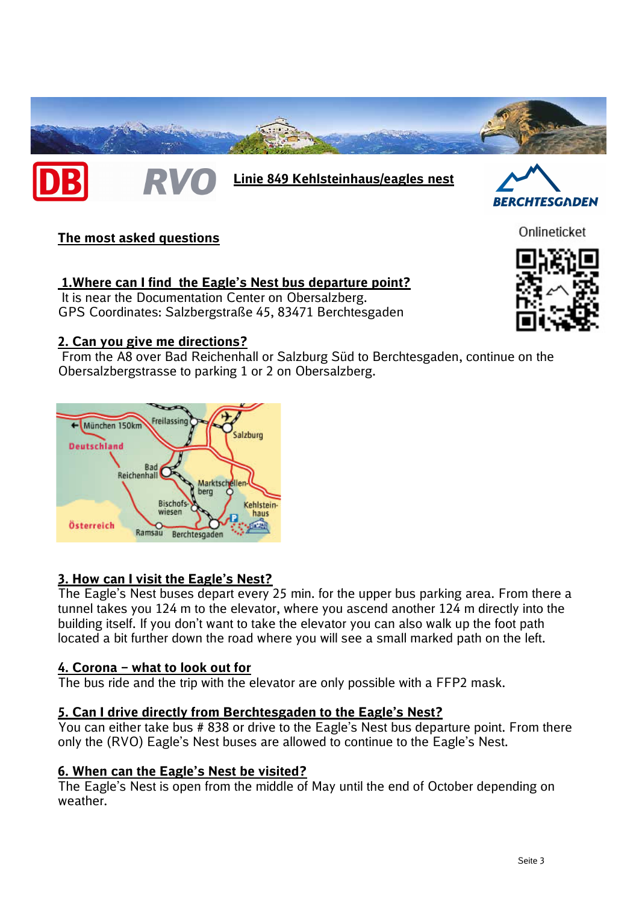DB RVO **Linie 849 Kehlsteinhaus/eagles nest** BERCHTESGADEN

Onlineticket

## The most asked questions

### 1.Where can I find the Eagle's Nest bus departure point?

It is near the Documentation Center on Obersalzberg.
GPS Coordinates: Salzbergstraße 45, 83471 Berchtesgaden

### 2. Can you give me directions?

From the A8 over Bad Reichenhall or Salzburg Süd to Berchtesgaden, continue on the Obersalzbergstrasse to parking 1 or 2 on Obersalzberg.

München 150km
Freilassing
Salzburg
Deutschland
Bad Reichenhall
Marktschellenberg
Bischofswiesen
Kehlsteinhaus
Österreich
Ramsau
Berchtesgaden

### 3. How can I visit the Eagle's Nest?

The Eagle's Nest buses depart every 25 min. for the upper bus parking area. From there a tunnel takes you 124 m to the elevator, where you ascend another 124 m directly into the building itself. If you don't want to take the elevator you can also walk up the foot path located a bit further down the road where you will see a small marked path on the left.

### 4. Corona – what to look out for

The bus ride and the trip with the elevator are only possible with a FFP2 mask.

### 5. Can I drive directly from Berchtesgaden to the Eagle's Nest?

You can either take bus # 838 or drive to the Eagle's Nest bus departure point. From there only the (RVO) Eagle's Nest buses are allowed to continue to the Eagle's Nest.

### 6. When can the Eagle's Nest be visited?

The Eagle's Nest is open from the middle of May until the end of October depending on weather.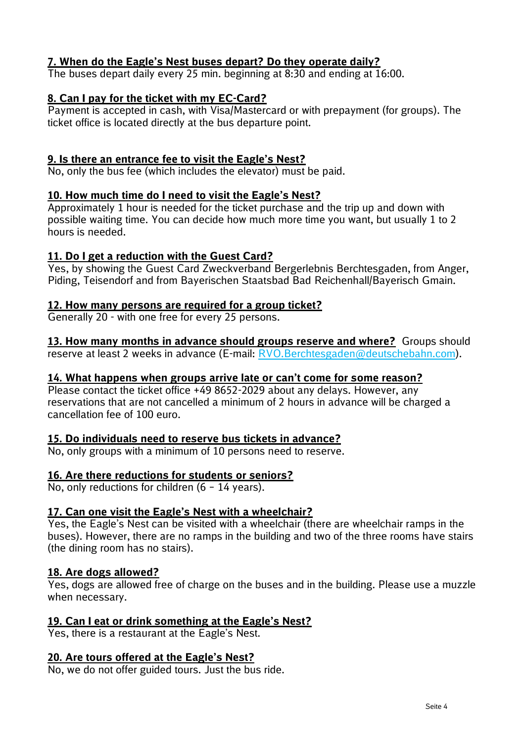### 7. When do the Eagle's Nest buses depart? Do they operate daily?

The buses depart daily every 25 min. beginning at 8:30 and ending at 16:00.

### 8. Can I pay for the ticket with my EC-Card?

Payment is accepted in cash, with Visa/Mastercard or with prepayment (for groups). The ticket office is located directly at the bus departure point.

### 9. Is there an entrance fee to visit the Eagle's Nest?

No, only the bus fee (which includes the elevator) must be paid.

### 10. How much time do I need to visit the Eagle's Nest?

Approximately 1 hour is needed for the ticket purchase and the trip up and down with possible waiting time. You can decide how much more time you want, but usually 1 to 2 hours is needed.

### 11. Do I get a reduction with the Guest Card?

Yes, by showing the Guest Card Zweckverband Bergerlebnis Berchtesgaden, from Anger, Piding, Teisendorf and from Bayerischen Staatsbad Bad Reichenhall/Bayerisch Gmain.

### 12. How many persons are required for a group ticket?

Generally 20 - with one free for every 25 persons.

### 13. How many months in advance should groups reserve and where?

Groups should reserve at least 2 weeks in advance (E-mail: RVO.Berchtesgaden@deutschebahn.com).

### 14. What happens when groups arrive late or can't come for some reason?

Please contact the ticket office +49 8652-2029 about any delays. However, any reservations that are not cancelled a minimum of 2 hours in advance will be charged a cancellation fee of 100 euro.

### 15. Do individuals need to reserve bus tickets in advance?

No, only groups with a minimum of 10 persons need to reserve.

### 16. Are there reductions for students or seniors?

No, only reductions for children (6 – 14 years).

### 17. Can one visit the Eagle's Nest with a wheelchair?

Yes, the Eagle's Nest can be visited with a wheelchair (there are wheelchair ramps in the buses). However, there are no ramps in the building and two of the three rooms have stairs (the dining room has no stairs).

### 18. Are dogs allowed?

Yes, dogs are allowed free of charge on the buses and in the building. Please use a muzzle when necessary.

### 19. Can I eat or drink something at the Eagle's Nest?

Yes, there is a restaurant at the Eagle's Nest.

### 20. Are tours offered at the Eagle's Nest?

No, we do not offer guided tours. Just the bus ride.